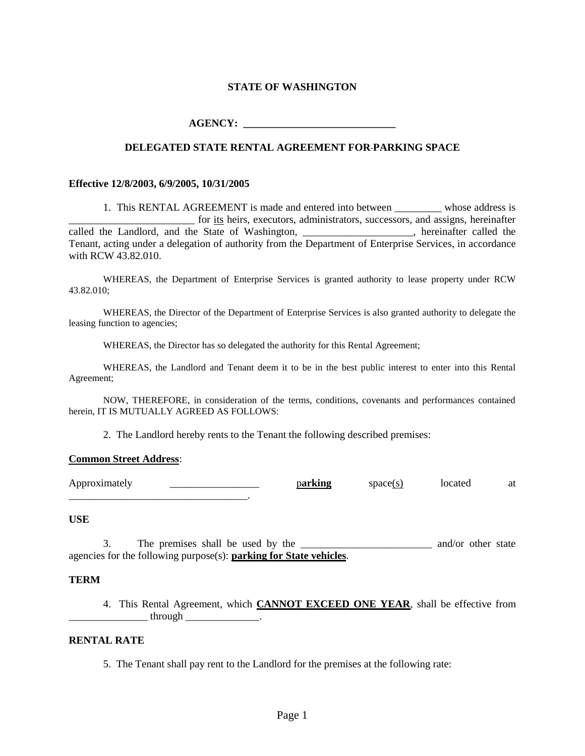**STATE OF WASHINGTON**

**AGENCY: ______________________________**

**DELEGATED STATE RENTAL AGREEMENT FOR PARKING SPACE**

**Effective 12/8/2003, 6/9/2005, 10/31/2005**

1. This RENTAL AGREEMENT is made and entered into between _________ whose address is ________________________ for its heirs, executors, administrators, successors, and assigns, hereinafter called the Landlord, and the State of Washington, _____________________, hereinafter called the Tenant, acting under a delegation of authority from the Department of Enterprise Services, in accordance with RCW 43.82.010.

WHEREAS, the Department of Enterprise Services is granted authority to lease property under RCW 43.82.010;

WHEREAS, the Director of the Department of Enterprise Services is also granted authority to delegate the leasing function to agencies;

WHEREAS, the Director has so delegated the authority for this Rental Agreement;

WHEREAS, the Landlord and Tenant deem it to be in the best public interest to enter into this Rental Agreement;

NOW, THEREFORE, in consideration of the terms, conditions, covenants and performances contained herein, IT IS MUTUALLY AGREED AS FOLLOWS:

2. The Landlord hereby rents to the Tenant the following described premises:

**Common Street Address**:

Approximately _________________ p**arking** space(s) located at __________________________________.

**USE**

3. The premises shall be used by the _________________________ and/or other state agencies for the following purpose(s): **parking for State vehicles**.

**TERM**

4. This Rental Agreement, which **CANNOT EXCEED ONE YEAR**, shall be effective from _______________ through ______________.

**RENTAL RATE**

5. The Tenant shall pay rent to the Landlord for the premises at the following rate: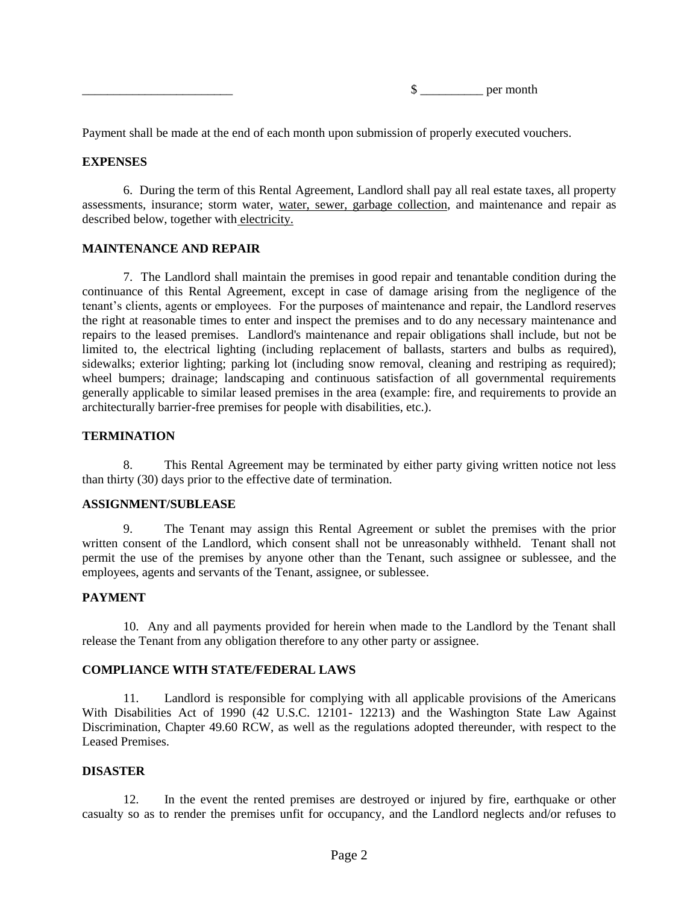________________________ $ __________ per month

Payment shall be made at the end of each month upon submission of properly executed vouchers.

**EXPENSES**

6. During the term of this Rental Agreement, Landlord shall pay all real estate taxes, all property assessments, insurance; storm water, water, sewer, garbage collection, and maintenance and repair as described below, together with electricity.

**MAINTENANCE AND REPAIR**

7. The Landlord shall maintain the premises in good repair and tenantable condition during the continuance of this Rental Agreement, except in case of damage arising from the negligence of the tenant's clients, agents or employees. For the purposes of maintenance and repair, the Landlord reserves the right at reasonable times to enter and inspect the premises and to do any necessary maintenance and repairs to the leased premises. Landlord's maintenance and repair obligations shall include, but not be limited to, the electrical lighting (including replacement of ballasts, starters and bulbs as required), sidewalks; exterior lighting; parking lot (including snow removal, cleaning and restriping as required); wheel bumpers; drainage; landscaping and continuous satisfaction of all governmental requirements generally applicable to similar leased premises in the area (example: fire, and requirements to provide an architecturally barrier-free premises for people with disabilities, etc.).

**TERMINATION**

8. This Rental Agreement may be terminated by either party giving written notice not less than thirty (30) days prior to the effective date of termination.

**ASSIGNMENT/SUBLEASE**

9. The Tenant may assign this Rental Agreement or sublet the premises with the prior written consent of the Landlord, which consent shall not be unreasonably withheld. Tenant shall not permit the use of the premises by anyone other than the Tenant, such assignee or sublessee, and the employees, agents and servants of the Tenant, assignee, or sublessee.

**PAYMENT**

10. Any and all payments provided for herein when made to the Landlord by the Tenant shall release the Tenant from any obligation therefore to any other party or assignee.

**COMPLIANCE WITH STATE/FEDERAL LAWS**

11. Landlord is responsible for complying with all applicable provisions of the Americans With Disabilities Act of 1990 (42 U.S.C. 12101- 12213) and the Washington State Law Against Discrimination, Chapter 49.60 RCW, as well as the regulations adopted thereunder, with respect to the Leased Premises.

**DISASTER**

12. In the event the rented premises are destroyed or injured by fire, earthquake or other casualty so as to render the premises unfit for occupancy, and the Landlord neglects and/or refuses to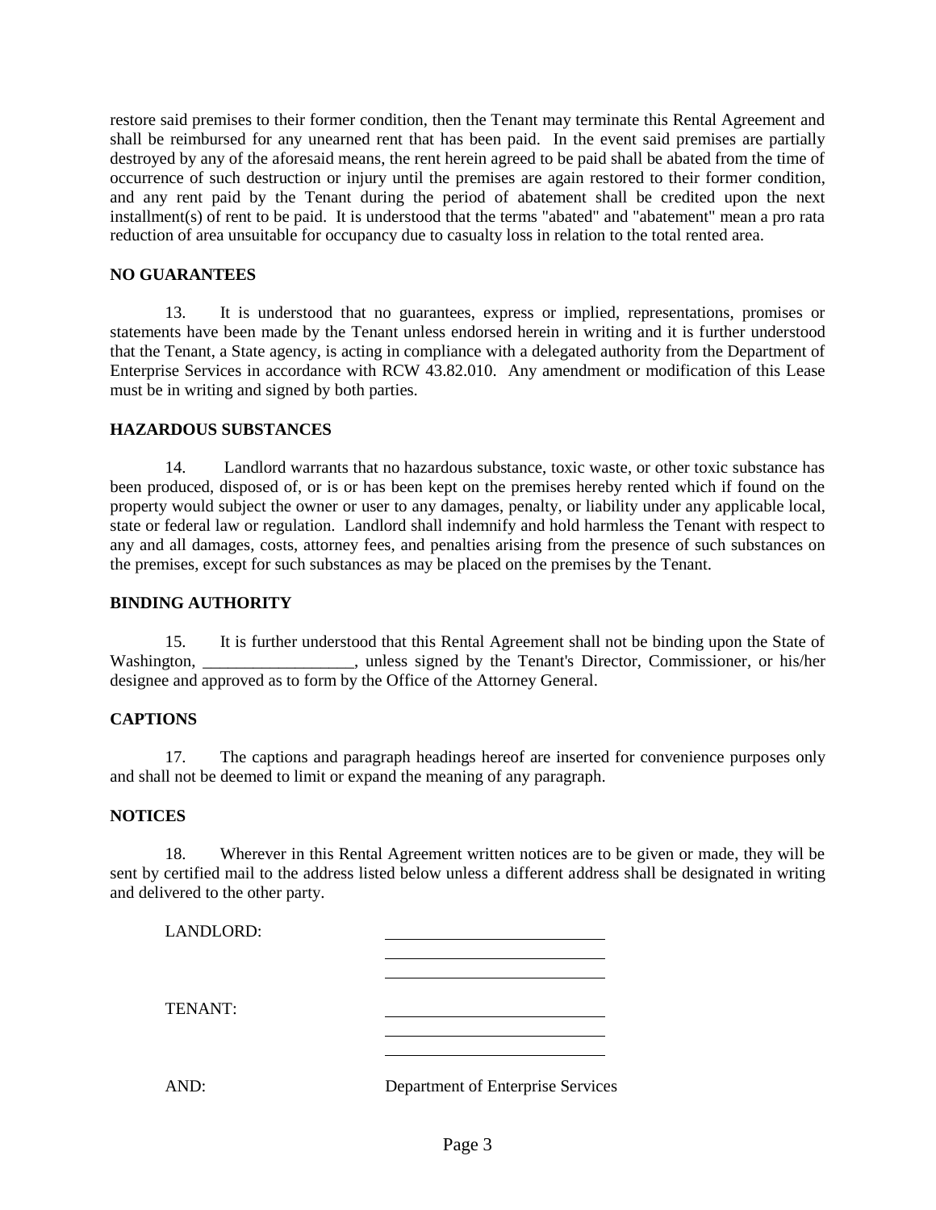restore said premises to their former condition, then the Tenant may terminate this Rental Agreement and shall be reimbursed for any unearned rent that has been paid. In the event said premises are partially destroyed by any of the aforesaid means, the rent herein agreed to be paid shall be abated from the time of occurrence of such destruction or injury until the premises are again restored to their former condition, and any rent paid by the Tenant during the period of abatement shall be credited upon the next installment(s) of rent to be paid. It is understood that the terms "abated" and "abatement" mean a pro rata reduction of area unsuitable for occupancy due to casualty loss in relation to the total rented area.

**NO GUARANTEES**

13. It is understood that no guarantees, express or implied, representations, promises or statements have been made by the Tenant unless endorsed herein in writing and it is further understood that the Tenant, a State agency, is acting in compliance with a delegated authority from the Department of Enterprise Services in accordance with RCW 43.82.010. Any amendment or modification of this Lease must be in writing and signed by both parties.

**HAZARDOUS SUBSTANCES**

14. Landlord warrants that no hazardous substance, toxic waste, or other toxic substance has been produced, disposed of, or is or has been kept on the premises hereby rented which if found on the property would subject the owner or user to any damages, penalty, or liability under any applicable local, state or federal law or regulation. Landlord shall indemnify and hold harmless the Tenant with respect to any and all damages, costs, attorney fees, and penalties arising from the presence of such substances on the premises, except for such substances as may be placed on the premises by the Tenant.

**BINDING AUTHORITY**

15. It is further understood that this Rental Agreement shall not be binding upon the State of Washington, __________________, unless signed by the Tenant's Director, Commissioner, or his/her designee and approved as to form by the Office of the Attorney General.

**CAPTIONS**

17. The captions and paragraph headings hereof are inserted for convenience purposes only and shall not be deemed to limit or expand the meaning of any paragraph.

**NOTICES**

18. Wherever in this Rental Agreement written notices are to be given or made, they will be sent by certified mail to the address listed below unless a different address shall be designated in writing and delivered to the other party.

LANDLORD: ____________________________
____________________________
____________________________

TENANT: ____________________________
____________________________
____________________________

AND: Department of Enterprise Services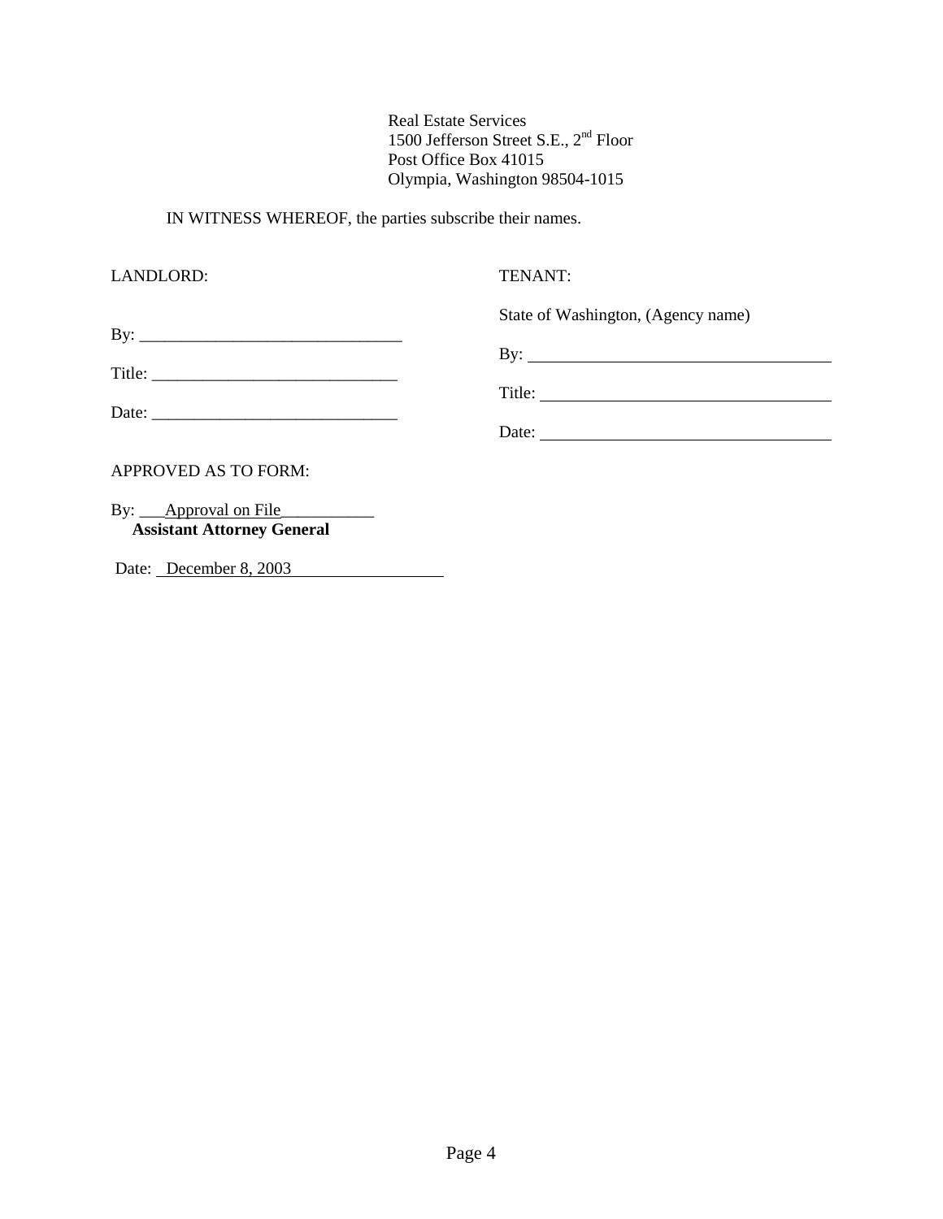Real Estate Services
1500 Jefferson Street S.E., 2nd Floor
Post Office Box 41015
Olympia, Washington 98504-1015

IN WITNESS WHEREOF, the parties subscribe their names.

LANDLORD:

By: _______________________________

Title: _____________________________

Date: _____________________________

TENANT:

State of Washington, (Agency name)

By: _______________________________

Title: _____________________________

Date: _____________________________

APPROVED AS TO FORM:

By: ___Approval on File___________
**Assistant Attorney General**

Date: December 8, 2003